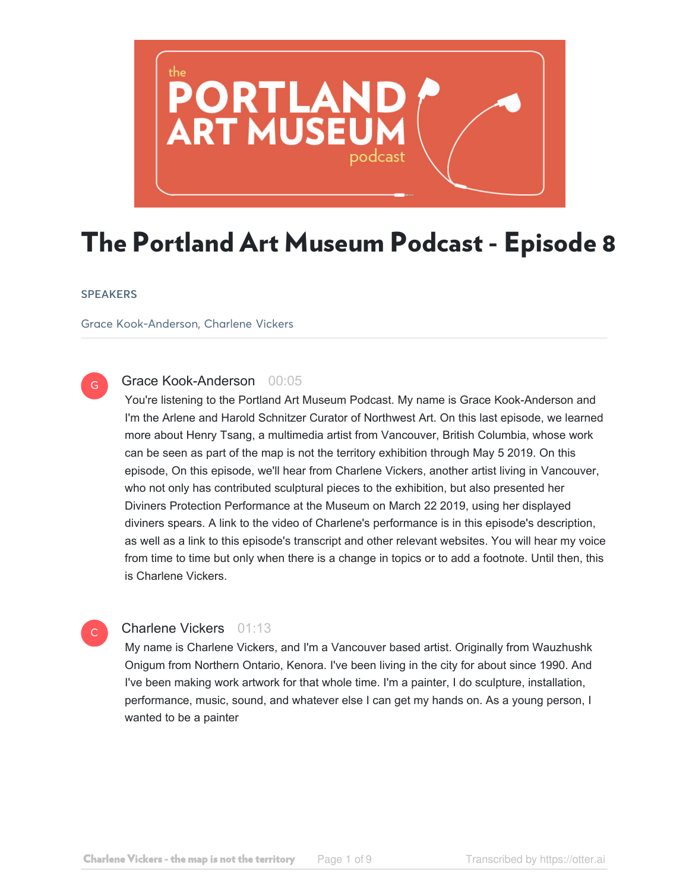# The Portland Art Museum Podcast - Episode 8

SPEAKERS

Grace Kook-Anderson, Charlene Vickers

**Grace Kook-Anderson** 00:05

You're listening to the Portland Art Museum Podcast. My name is Grace Kook-Anderson and I'm the Arlene and Harold Schnitzer Curator of Northwest Art. On this last episode, we learned more about Henry Tsang, a multimedia artist from Vancouver, British Columbia, whose work can be seen as part of the map is not the territory exhibition through May 5 2019. On this episode, On this episode, we'll hear from Charlene Vickers, another artist living in Vancouver, who not only has contributed sculptural pieces to the exhibition, but also presented her Diviners Protection Performance at the Museum on March 22 2019, using her displayed diviners spears. A link to the video of Charlene's performance is in this episode's description, as well as a link to this episode's transcript and other relevant websites. You will hear my voice from time to time but only when there is a change in topics or to add a footnote. Until then, this is Charlene Vickers.

**Charlene Vickers** 01:13

My name is Charlene Vickers, and I'm a Vancouver based artist. Originally from Wauzhushk Onigum from Northern Ontario, Kenora. I've been living in the city for about since 1990. And I've been making work artwork for that whole time. I'm a painter, I do sculpture, installation, performance, music, sound, and whatever else I can get my hands on. As a young person, I wanted to be a painter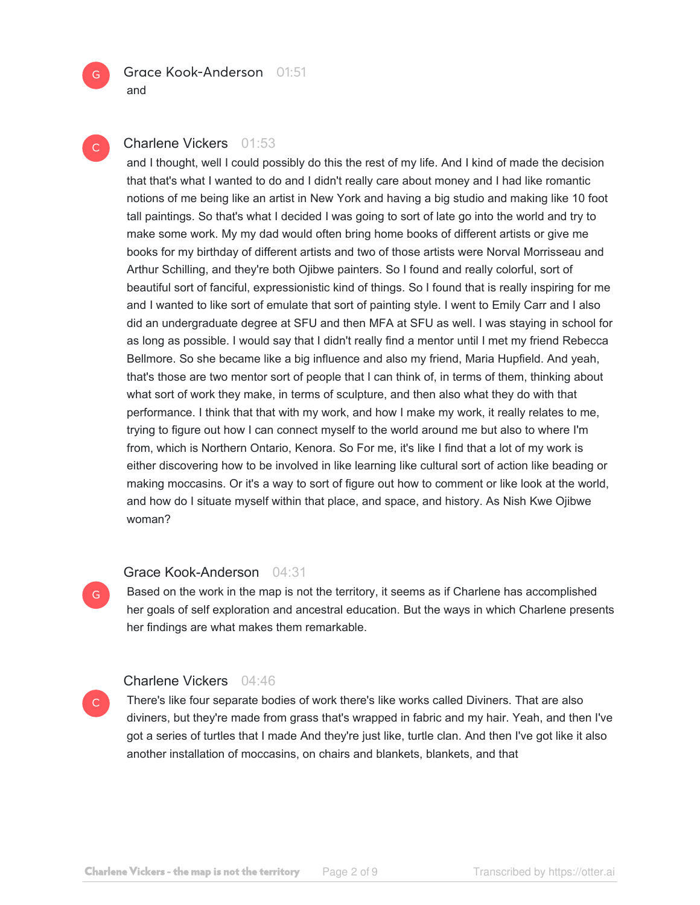**Grace Kook-Anderson** 01:51
and

**Charlene Vickers** 01:53
and I thought, well I could possibly do this the rest of my life. And I kind of made the decision that that's what I wanted to do and I didn't really care about money and I had like romantic notions of me being like an artist in New York and having a big studio and making like 10 foot tall paintings. So that's what I decided I was going to sort of late go into the world and try to make some work. My my dad would often bring home books of different artists or give me books for my birthday of different artists and two of those artists were Norval Morrisseau and Arthur Schilling, and they're both Ojibwe painters. So I found and really colorful, sort of beautiful sort of fanciful, expressionistic kind of things. So I found that is really inspiring for me and I wanted to like sort of emulate that sort of painting style. I went to Emily Carr and I also did an undergraduate degree at SFU and then MFA at SFU as well. I was staying in school for as long as possible. I would say that I didn't really find a mentor until I met my friend Rebecca Bellmore. So she became like a big influence and also my friend, Maria Hupfield. And yeah, that's those are two mentor sort of people that I can think of, in terms of them, thinking about what sort of work they make, in terms of sculpture, and then also what they do with that performance. I think that that with my work, and how I make my work, it really relates to me, trying to figure out how I can connect myself to the world around me but also to where I'm from, which is Northern Ontario, Kenora. So For me, it's like I find that a lot of my work is either discovering how to be involved in like learning like cultural sort of action like beading or making moccasins. Or it's a way to sort of figure out how to comment or like look at the world, and how do I situate myself within that place, and space, and history. As Nish Kwe Ojibwe woman?

**Grace Kook-Anderson** 04:31
Based on the work in the map is not the territory, it seems as if Charlene has accomplished her goals of self exploration and ancestral education. But the ways in which Charlene presents her findings are what makes them remarkable.

**Charlene Vickers** 04:46
There's like four separate bodies of work there's like works called Diviners. That are also diviners, but they're made from grass that's wrapped in fabric and my hair. Yeah, and then I've got a series of turtles that I made And they're just like, turtle clan. And then I've got like it also another installation of moccasins, on chairs and blankets, blankets, and that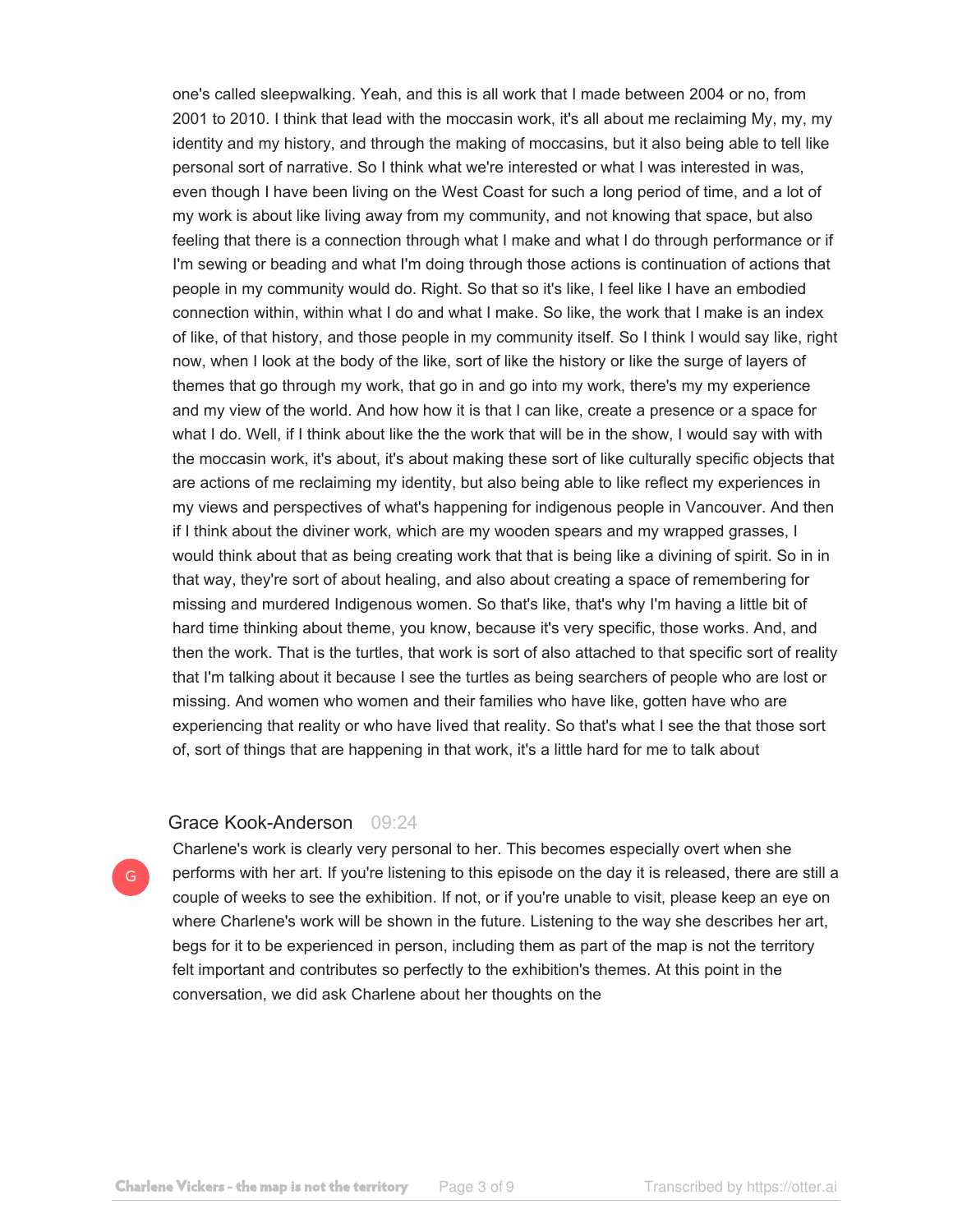one's called sleepwalking. Yeah, and this is all work that I made between 2004 or no, from 2001 to 2010. I think that lead with the moccasin work, it's all about me reclaiming My, my, my identity and my history, and through the making of moccasins, but it also being able to tell like personal sort of narrative. So I think what we're interested or what I was interested in was, even though I have been living on the West Coast for such a long period of time, and a lot of my work is about like living away from my community, and not knowing that space, but also feeling that there is a connection through what I make and what I do through performance or if I'm sewing or beading and what I'm doing through those actions is continuation of actions that people in my community would do. Right. So that so it's like, I feel like I have an embodied connection within, within what I do and what I make. So like, the work that I make is an index of like, of that history, and those people in my community itself. So I think I would say like, right now, when I look at the body of the like, sort of like the history or like the surge of layers of themes that go through my work, that go in and go into my work, there's my my experience and my view of the world. And how how it is that I can like, create a presence or a space for what I do. Well, if I think about like the the work that will be in the show, I would say with with the moccasin work, it's about, it's about making these sort of like culturally specific objects that are actions of me reclaiming my identity, but also being able to like reflect my experiences in my views and perspectives of what's happening for indigenous people in Vancouver. And then if I think about the diviner work, which are my wooden spears and my wrapped grasses, I would think about that as being creating work that that is being like a divining of spirit. So in in that way, they're sort of about healing, and also about creating a space of remembering for missing and murdered Indigenous women. So that's like, that's why I'm having a little bit of hard time thinking about theme, you know, because it's very specific, those works. And, and then the work. That is the turtles, that work is sort of also attached to that specific sort of reality that I'm talking about it because I see the turtles as being searchers of people who are lost or missing. And women who women and their families who have like, gotten have who are experiencing that reality or who have lived that reality. So that's what I see the that those sort of, sort of things that are happening in that work, it's a little hard for me to talk about

Grace Kook-Anderson 09:24

Charlene's work is clearly very personal to her. This becomes especially overt when she performs with her art. If you're listening to this episode on the day it is released, there are still a couple of weeks to see the exhibition. If not, or if you're unable to visit, please keep an eye on where Charlene's work will be shown in the future. Listening to the way she describes her art, begs for it to be experienced in person, including them as part of the map is not the territory felt important and contributes so perfectly to the exhibition's themes. At this point in the conversation, we did ask Charlene about her thoughts on the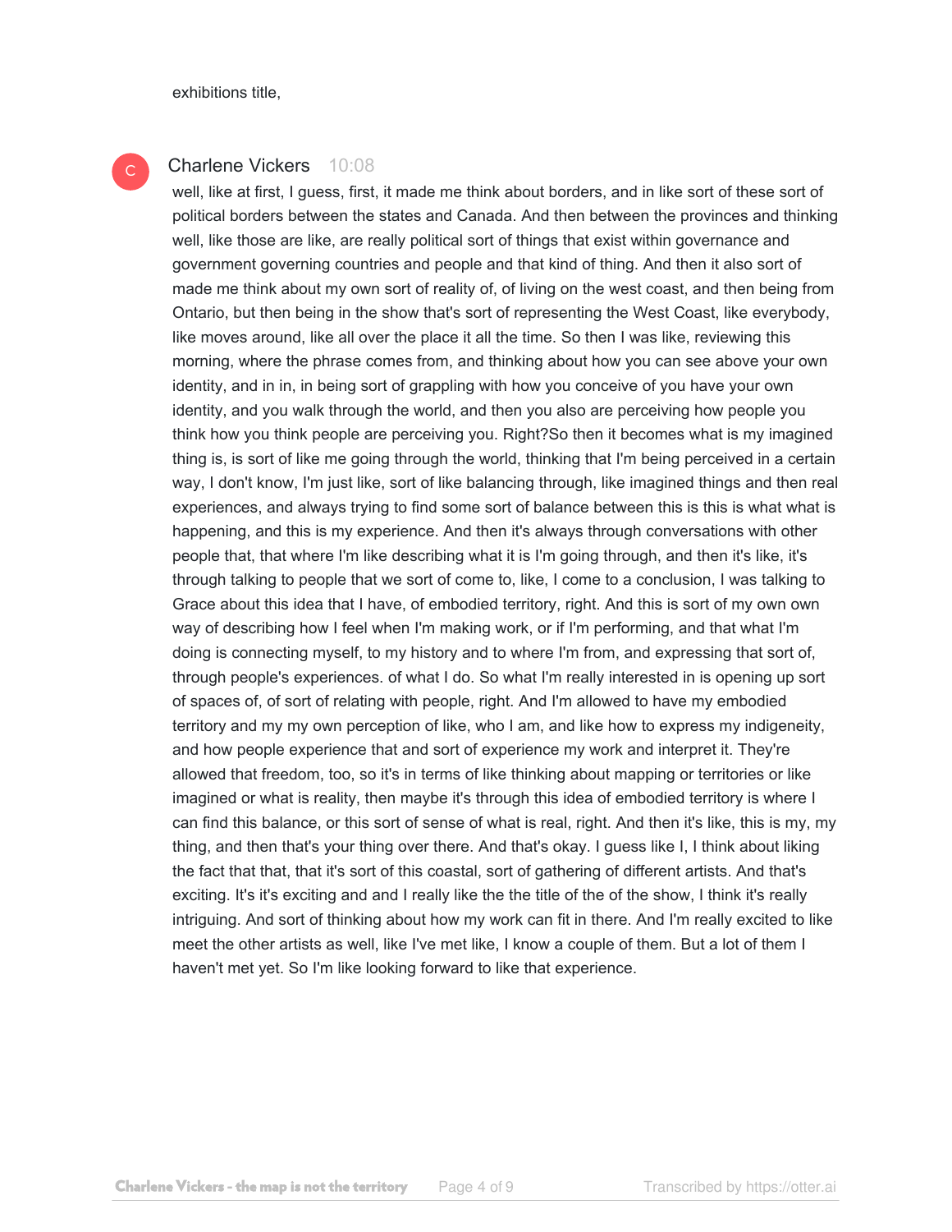exhibitions title,

C Charlene Vickers 10:08

well, like at first, I guess, first, it made me think about borders, and in like sort of these sort of political borders between the states and Canada. And then between the provinces and thinking well, like those are like, are really political sort of things that exist within governance and government governing countries and people and that kind of thing. And then it also sort of made me think about my own sort of reality of, of living on the west coast, and then being from Ontario, but then being in the show that's sort of representing the West Coast, like everybody, like moves around, like all over the place it all the time. So then I was like, reviewing this morning, where the phrase comes from, and thinking about how you can see above your own identity, and in in, in being sort of grappling with how you conceive of you have your own identity, and you walk through the world, and then you also are perceiving how people you think how you think people are perceiving you. Right?So then it becomes what is my imagined thing is, is sort of like me going through the world, thinking that I'm being perceived in a certain way, I don't know, I'm just like, sort of like balancing through, like imagined things and then real experiences, and always trying to find some sort of balance between this is this is what what is happening, and this is my experience. And then it's always through conversations with other people that, that where I'm like describing what it is I'm going through, and then it's like, it's through talking to people that we sort of come to, like, I come to a conclusion, I was talking to Grace about this idea that I have, of embodied territory, right. And this is sort of my own own way of describing how I feel when I'm making work, or if I'm performing, and that what I'm doing is connecting myself, to my history and to where I'm from, and expressing that sort of, through people's experiences. of what I do. So what I'm really interested in is opening up sort of spaces of, of sort of relating with people, right. And I'm allowed to have my embodied territory and my my own perception of like, who I am, and like how to express my indigeneity, and how people experience that and sort of experience my work and interpret it. They're allowed that freedom, too, so it's in terms of like thinking about mapping or territories or like imagined or what is reality, then maybe it's through this idea of embodied territory is where I can find this balance, or this sort of sense of what is real, right. And then it's like, this is my, my thing, and then that's your thing over there. And that's okay. I guess like I, I think about liking the fact that that, that it's sort of this coastal, sort of gathering of different artists. And that's exciting. It's it's exciting and and I really like the the title of the of the show, I think it's really intriguing. And sort of thinking about how my work can fit in there. And I'm really excited to like meet the other artists as well, like I've met like, I know a couple of them. But a lot of them I haven't met yet. So I'm like looking forward to like that experience.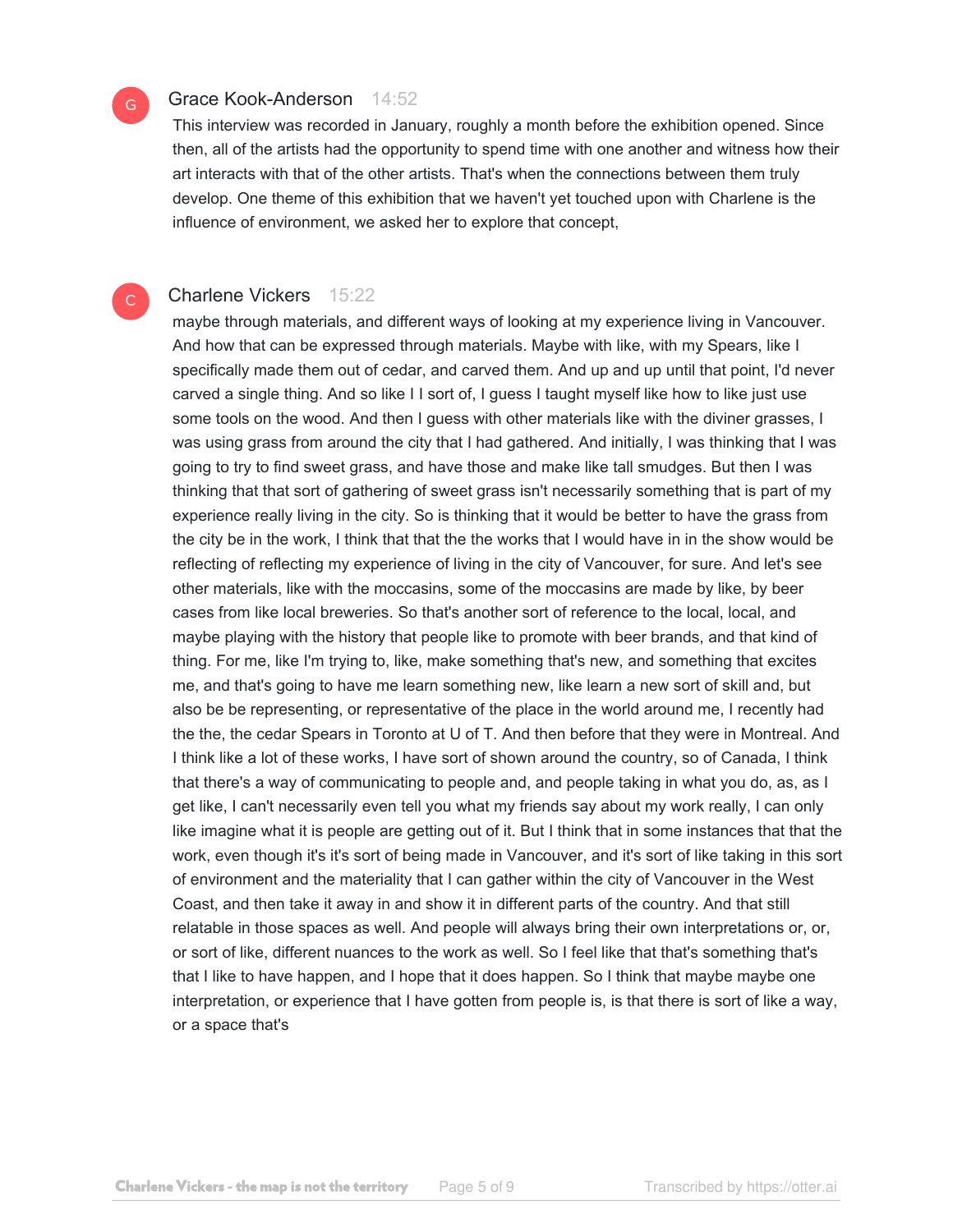**Grace Kook-Anderson** 14:52

This interview was recorded in January, roughly a month before the exhibition opened. Since then, all of the artists had the opportunity to spend time with one another and witness how their art interacts with that of the other artists. That's when the connections between them truly develop. One theme of this exhibition that we haven't yet touched upon with Charlene is the influence of environment, we asked her to explore that concept,

**Charlene Vickers** 15:22

maybe through materials, and different ways of looking at my experience living in Vancouver. And how that can be expressed through materials. Maybe with like, with my Spears, like I specifically made them out of cedar, and carved them. And up and up until that point, I'd never carved a single thing. And so like I I sort of, I guess I taught myself like how to like just use some tools on the wood. And then I guess with other materials like with the diviner grasses, I was using grass from around the city that I had gathered. And initially, I was thinking that I was going to try to find sweet grass, and have those and make like tall smudges. But then I was thinking that that sort of gathering of sweet grass isn't necessarily something that is part of my experience really living in the city. So is thinking that it would be better to have the grass from the city be in the work, I think that that the the works that I would have in in the show would be reflecting of reflecting my experience of living in the city of Vancouver, for sure. And let's see other materials, like with the moccasins, some of the moccasins are made by like, by beer cases from like local breweries. So that's another sort of reference to the local, local, and maybe playing with the history that people like to promote with beer brands, and that kind of thing. For me, like I'm trying to, like, make something that's new, and something that excites me, and that's going to have me learn something new, like learn a new sort of skill and, but also be be representing, or representative of the place in the world around me, I recently had the the, the cedar Spears in Toronto at U of T. And then before that they were in Montreal. And I think like a lot of these works, I have sort of shown around the country, so of Canada, I think that there's a way of communicating to people and, and people taking in what you do, as, as I get like, I can't necessarily even tell you what my friends say about my work really, I can only like imagine what it is people are getting out of it. But I think that in some instances that that the work, even though it's it's sort of being made in Vancouver, and it's sort of like taking in this sort of environment and the materiality that I can gather within the city of Vancouver in the West Coast, and then take it away in and show it in different parts of the country. And that still relatable in those spaces as well. And people will always bring their own interpretations or, or, or sort of like, different nuances to the work as well. So I feel like that that's something that's that I like to have happen, and I hope that it does happen. So I think that maybe maybe one interpretation, or experience that I have gotten from people is, is that there is sort of like a way, or a space that's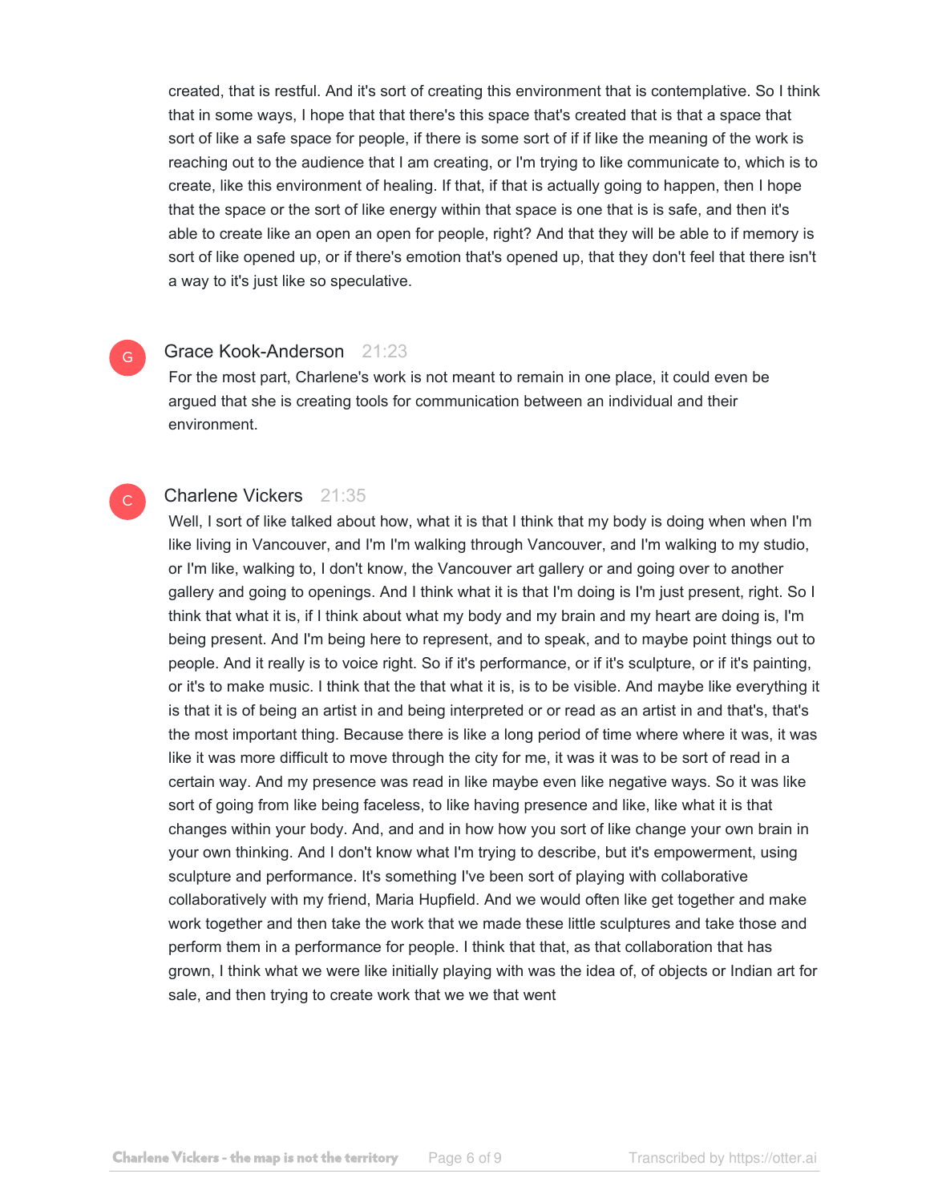created, that is restful. And it's sort of creating this environment that is contemplative. So I think that in some ways, I hope that that there's this space that's created that is that a space that sort of like a safe space for people, if there is some sort of if if like the meaning of the work is reaching out to the audience that I am creating, or I'm trying to like communicate to, which is to create, like this environment of healing. If that, if that is actually going to happen, then I hope that the space or the sort of like energy within that space is one that is is safe, and then it's able to create like an open an open for people, right? And that they will be able to if memory is sort of like opened up, or if there's emotion that's opened up, that they don't feel that there isn't a way to it's just like so speculative.

**Grace Kook-Anderson** 21:23

For the most part, Charlene's work is not meant to remain in one place, it could even be argued that she is creating tools for communication between an individual and their environment.

**Charlene Vickers** 21:35

Well, I sort of like talked about how, what it is that I think that my body is doing when when I'm like living in Vancouver, and I'm I'm walking through Vancouver, and I'm walking to my studio, or I'm like, walking to, I don't know, the Vancouver art gallery or and going over to another gallery and going to openings. And I think what it is that I'm doing is I'm just present, right. So I think that what it is, if I think about what my body and my brain and my heart are doing is, I'm being present. And I'm being here to represent, and to speak, and to maybe point things out to people. And it really is to voice right. So if it's performance, or if it's sculpture, or if it's painting, or it's to make music. I think that the that what it is, is to be visible. And maybe like everything it is that it is of being an artist in and being interpreted or or read as an artist in and that's, that's the most important thing. Because there is like a long period of time where where it was, it was like it was more difficult to move through the city for me, it was it was to be sort of read in a certain way. And my presence was read in like maybe even like negative ways. So it was like sort of going from like being faceless, to like having presence and like, like what it is that changes within your body. And, and and in how how you sort of like change your own brain in your own thinking. And I don't know what I'm trying to describe, but it's empowerment, using sculpture and performance. It's something I've been sort of playing with collaborative collaboratively with my friend, Maria Hupfield. And we would often like get together and make work together and then take the work that we made these little sculptures and take those and perform them in a performance for people. I think that that, as that collaboration that has grown, I think what we were like initially playing with was the idea of, of objects or Indian art for sale, and then trying to create work that we we that went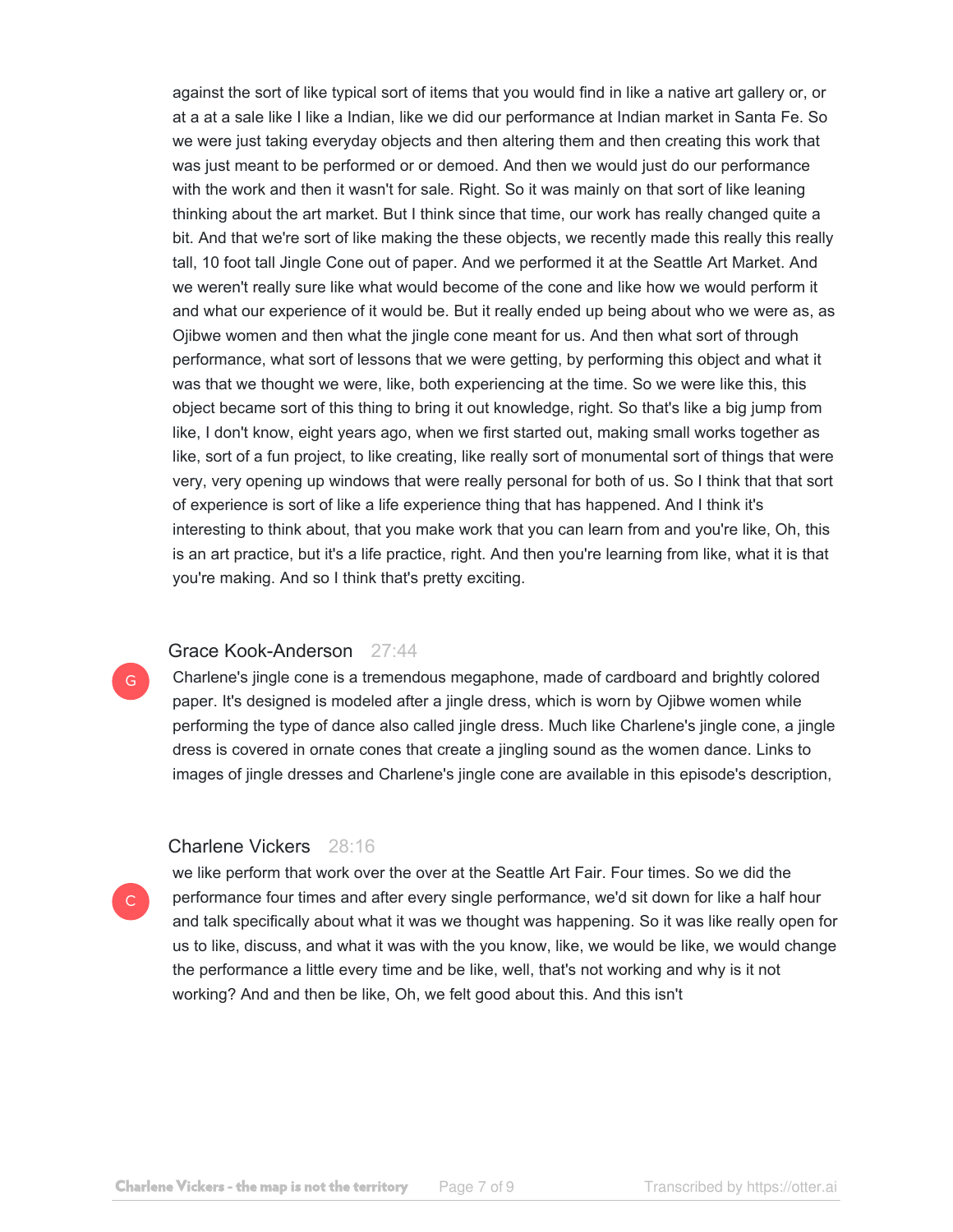against the sort of like typical sort of items that you would find in like a native art gallery or, or at a at a sale like I like a Indian, like we did our performance at Indian market in Santa Fe. So we were just taking everyday objects and then altering them and then creating this work that was just meant to be performed or or demoed. And then we would just do our performance with the work and then it wasn't for sale. Right. So it was mainly on that sort of like leaning thinking about the art market. But I think since that time, our work has really changed quite a bit. And that we're sort of like making the these objects, we recently made this really this really tall, 10 foot tall Jingle Cone out of paper. And we performed it at the Seattle Art Market. And we weren't really sure like what would become of the cone and like how we would perform it and what our experience of it would be. But it really ended up being about who we were as, as Ojibwe women and then what the jingle cone meant for us. And then what sort of through performance, what sort of lessons that we were getting, by performing this object and what it was that we thought we were, like, both experiencing at the time. So we were like this, this object became sort of this thing to bring it out knowledge, right. So that's like a big jump from like, I don't know, eight years ago, when we first started out, making small works together as like, sort of a fun project, to like creating, like really sort of monumental sort of things that were very, very opening up windows that were really personal for both of us. So I think that that sort of experience is sort of like a life experience thing that has happened. And I think it's interesting to think about, that you make work that you can learn from and you're like, Oh, this is an art practice, but it's a life practice, right. And then you're learning from like, what it is that you're making. And so I think that's pretty exciting.

**Grace Kook-Anderson** 27:44

Charlene's jingle cone is a tremendous megaphone, made of cardboard and brightly colored paper. It's designed is modeled after a jingle dress, which is worn by Ojibwe women while performing the type of dance also called jingle dress. Much like Charlene's jingle cone, a jingle dress is covered in ornate cones that create a jingling sound as the women dance. Links to images of jingle dresses and Charlene's jingle cone are available in this episode's description,

**Charlene Vickers** 28:16

we like perform that work over the over at the Seattle Art Fair. Four times. So we did the performance four times and after every single performance, we'd sit down for like a half hour and talk specifically about what it was we thought was happening. So it was like really open for us to like, discuss, and what it was with the you know, like, we would be like, we would change the performance a little every time and be like, well, that's not working and why is it not working? And and then be like, Oh, we felt good about this. And this isn't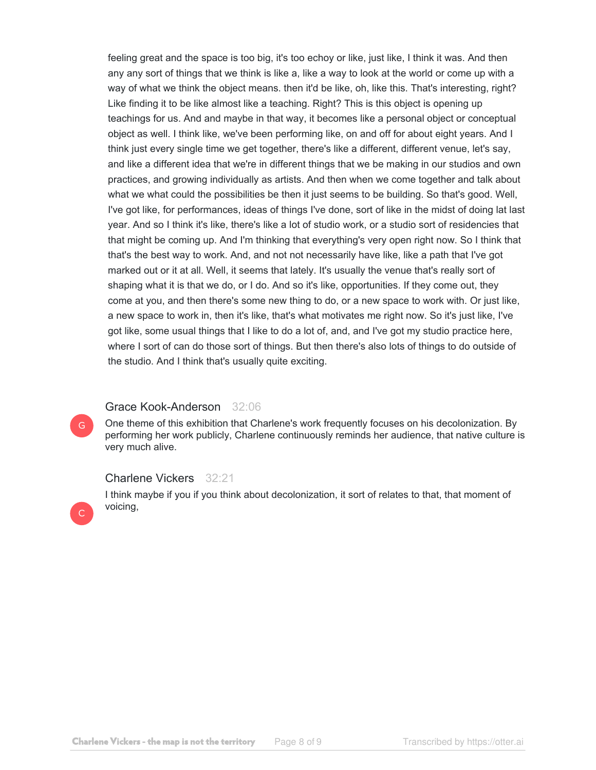feeling great and the space is too big, it's too echoy or like, just like, I think it was. And then any any sort of things that we think is like a, like a way to look at the world or come up with a way of what we think the object means. then it'd be like, oh, like this. That's interesting, right? Like finding it to be like almost like a teaching. Right? This is this object is opening up teachings for us. And and maybe in that way, it becomes like a personal object or conceptual object as well. I think like, we've been performing like, on and off for about eight years. And I think just every single time we get together, there's like a different, different venue, let's say, and like a different idea that we're in different things that we be making in our studios and own practices, and growing individually as artists. And then when we come together and talk about what we what could the possibilities be then it just seems to be building. So that's good. Well, I've got like, for performances, ideas of things I've done, sort of like in the midst of doing lat last year. And so I think it's like, there's like a lot of studio work, or a studio sort of residencies that that might be coming up. And I'm thinking that everything's very open right now. So I think that that's the best way to work. And, and not not necessarily have like, like a path that I've got marked out or it at all. Well, it seems that lately. It's usually the venue that's really sort of shaping what it is that we do, or I do. And so it's like, opportunities. If they come out, they come at you, and then there's some new thing to do, or a new space to work with. Or just like, a new space to work in, then it's like, that's what motivates me right now. So it's just like, I've got like, some usual things that I like to do a lot of, and, and I've got my studio practice here, where I sort of can do those sort of things. But then there's also lots of things to do outside of the studio. And I think that's usually quite exciting.

**Grace Kook-Anderson** 32:06

One theme of this exhibition that Charlene's work frequently focuses on his decolonization. By performing her work publicly, Charlene continuously reminds her audience, that native culture is very much alive.

**Charlene Vickers** 32:21

I think maybe if you if you think about decolonization, it sort of relates to that, that moment of voicing,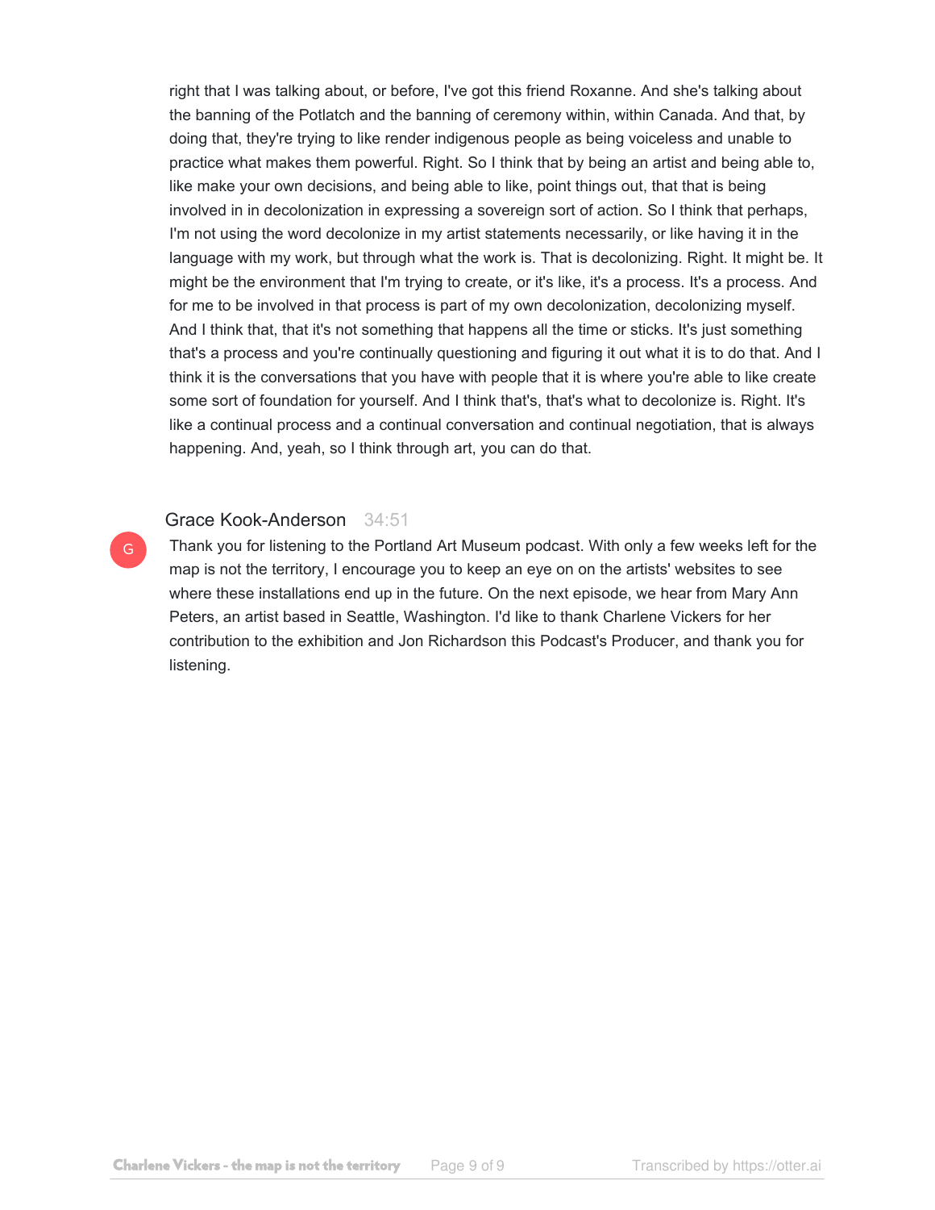right that I was talking about, or before, I've got this friend Roxanne. And she's talking about the banning of the Potlatch and the banning of ceremony within, within Canada. And that, by doing that, they're trying to like render indigenous people as being voiceless and unable to practice what makes them powerful. Right. So I think that by being an artist and being able to, like make your own decisions, and being able to like, point things out, that that is being involved in in decolonization in expressing a sovereign sort of action. So I think that perhaps, I'm not using the word decolonize in my artist statements necessarily, or like having it in the language with my work, but through what the work is. That is decolonizing. Right. It might be. It might be the environment that I'm trying to create, or it's like, it's a process. It's a process. And for me to be involved in that process is part of my own decolonization, decolonizing myself. And I think that, that it's not something that happens all the time or sticks. It's just something that's a process and you're continually questioning and figuring it out what it is to do that. And I think it is the conversations that you have with people that it is where you're able to like create some sort of foundation for yourself. And I think that's, that's what to decolonize is. Right. It's like a continual process and a continual conversation and continual negotiation, that is always happening. And, yeah, so I think through art, you can do that.

G

Grace Kook-Anderson 34:51

Thank you for listening to the Portland Art Museum podcast. With only a few weeks left for the map is not the territory, I encourage you to keep an eye on on the artists' websites to see where these installations end up in the future. On the next episode, we hear from Mary Ann Peters, an artist based in Seattle, Washington. I'd like to thank Charlene Vickers for her contribution to the exhibition and Jon Richardson this Podcast's Producer, and thank you for listening.